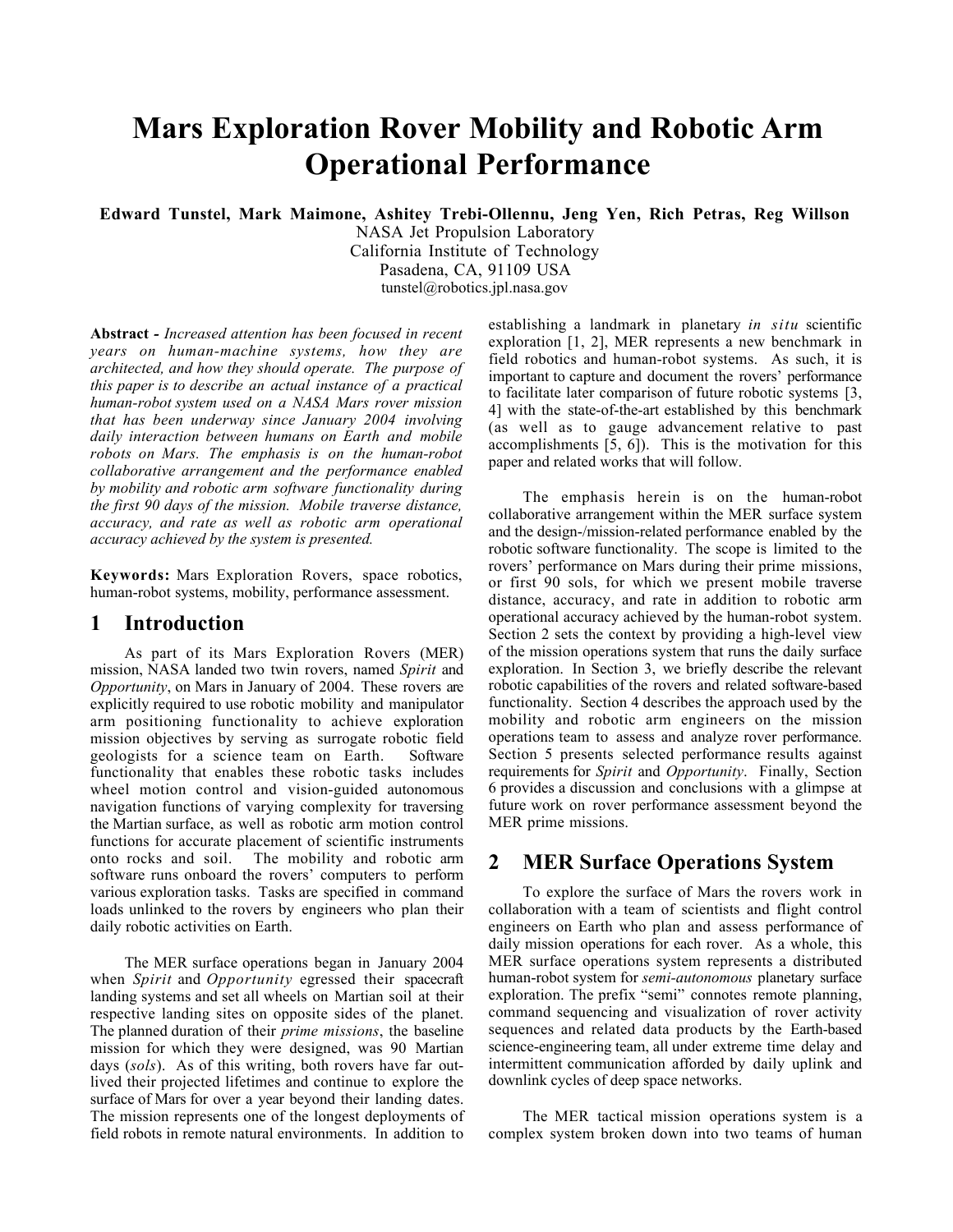# Mars Exploration Rover Mobility and Robotic Arm Operational Performance

**Edward Tunstel, Mark Maimone, Ashitey Trebi-Ollennu, Jeng Yen, Rich Petras, Reg Willson**

NASA Jet Propulsion Laboratory
California Institute of Technology
Pasadena, CA, 91109 USA
tunstel@robotics.jpl.nasa.gov

**Abstract -** *Increased attention has been focused in recent years on human-machine systems, how they are architected, and how they should operate. The purpose of this paper is to describe an actual instance of a practical human-robot system used on a NASA Mars rover mission that has been underway since January 2004 involving daily interaction between humans on Earth and mobile robots on Mars. The emphasis is on the human-robot collaborative arrangement and the performance enabled by mobility and robotic arm software functionality during the first 90 days of the mission. Mobile traverse distance, accuracy, and rate as well as robotic arm operational accuracy achieved by the system is presented.*

**Keywords:** Mars Exploration Rovers, space robotics, human-robot systems, mobility, performance assessment.

## 1 Introduction

As part of its Mars Exploration Rovers (MER) mission, NASA landed two twin rovers, named *Spirit* and *Opportunity*, on Mars in January of 2004. These rovers are explicitly required to use robotic mobility and manipulator arm positioning functionality to achieve exploration mission objectives by serving as surrogate robotic field geologists for a science team on Earth. Software functionality that enables these robotic tasks includes wheel motion control and vision-guided autonomous navigation functions of varying complexity for traversing the Martian surface, as well as robotic arm motion control functions for accurate placement of scientific instruments onto rocks and soil. The mobility and robotic arm software runs onboard the rovers' computers to perform various exploration tasks. Tasks are specified in command loads unlinked to the rovers by engineers who plan their daily robotic activities on Earth.

The MER surface operations began in January 2004 when *Spirit* and *Opportunity* egressed their spacecraft landing systems and set all wheels on Martian soil at their respective landing sites on opposite sides of the planet. The planned duration of their *prime missions*, the baseline mission for which they were designed, was 90 Martian days (*sols*). As of this writing, both rovers have far out-lived their projected lifetimes and continue to explore the surface of Mars for over a year beyond their landing dates. The mission represents one of the longest deployments of field robots in remote natural environments. In addition to establishing a landmark in planetary *in situ* scientific exploration [1, 2], MER represents a new benchmark in field robotics and human-robot systems. As such, it is important to capture and document the rovers' performance to facilitate later comparison of future robotic systems [3, 4] with the state-of-the-art established by this benchmark (as well as to gauge advancement relative to past accomplishments [5, 6]). This is the motivation for this paper and related works that will follow.

The emphasis herein is on the human-robot collaborative arrangement within the MER surface system and the design-/mission-related performance enabled by the robotic software functionality. The scope is limited to the rovers' performance on Mars during their prime missions, or first 90 sols, for which we present mobile traverse distance, accuracy, and rate in addition to robotic arm operational accuracy achieved by the human-robot system. Section 2 sets the context by providing a high-level view of the mission operations system that runs the daily surface exploration. In Section 3, we briefly describe the relevant robotic capabilities of the rovers and related software-based functionality. Section 4 describes the approach used by the mobility and robotic arm engineers on the mission operations team to assess and analyze rover performance. Section 5 presents selected performance results against requirements for *Spirit* and *Opportunity*. Finally, Section 6 provides a discussion and conclusions with a glimpse at future work on rover performance assessment beyond the MER prime missions.

## 2 MER Surface Operations System

To explore the surface of Mars the rovers work in collaboration with a team of scientists and flight control engineers on Earth who plan and assess performance of daily mission operations for each rover. As a whole, this MER surface operations system represents a distributed human-robot system for *semi-autonomous* planetary surface exploration. The prefix "semi" connotes remote planning, command sequencing and visualization of rover activity sequences and related data products by the Earth-based science-engineering team, all under extreme time delay and intermittent communication afforded by daily uplink and downlink cycles of deep space networks.

The MER tactical mission operations system is a complex system broken down into two teams of human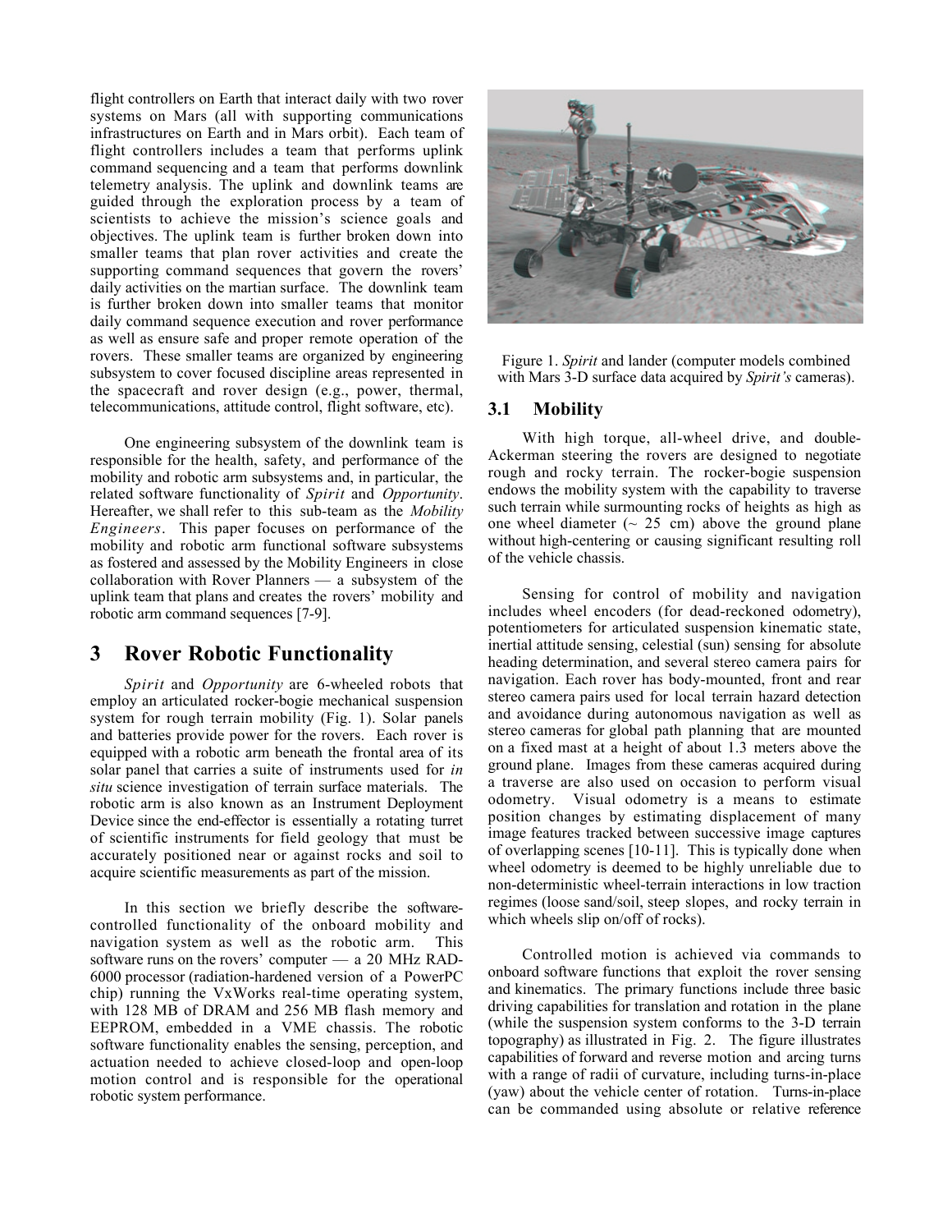flight controllers on Earth that interact daily with two rover systems on Mars (all with supporting communications infrastructures on Earth and in Mars orbit). Each team of flight controllers includes a team that performs uplink command sequencing and a team that performs downlink telemetry analysis. The uplink and downlink teams are guided through the exploration process by a team of scientists to achieve the mission's science goals and objectives. The uplink team is further broken down into smaller teams that plan rover activities and create the supporting command sequences that govern the rovers' daily activities on the martian surface. The downlink team is further broken down into smaller teams that monitor daily command sequence execution and rover performance as well as ensure safe and proper remote operation of the rovers. These smaller teams are organized by engineering subsystem to cover focused discipline areas represented in the spacecraft and rover design (e.g., power, thermal, telecommunications, attitude control, flight software, etc).

One engineering subsystem of the downlink team is responsible for the health, safety, and performance of the mobility and robotic arm subsystems and, in particular, the related software functionality of *Spirit* and *Opportunity*. Hereafter, we shall refer to this sub-team as the *Mobility Engineers*. This paper focuses on performance of the mobility and robotic arm functional software subsystems as fostered and assessed by the Mobility Engineers in close collaboration with Rover Planners — a subsystem of the uplink team that plans and creates the rovers' mobility and robotic arm command sequences [7-9].

## 3 Rover Robotic Functionality

*Spirit* and *Opportunity* are 6-wheeled robots that employ an articulated rocker-bogie mechanical suspension system for rough terrain mobility (Fig. 1). Solar panels and batteries provide power for the rovers. Each rover is equipped with a robotic arm beneath the frontal area of its solar panel that carries a suite of instruments used for *in situ* science investigation of terrain surface materials. The robotic arm is also known as an Instrument Deployment Device since the end-effector is essentially a rotating turret of scientific instruments for field geology that must be accurately positioned near or against rocks and soil to acquire scientific measurements as part of the mission.

In this section we briefly describe the software-controlled functionality of the onboard mobility and navigation system as well as the robotic arm. This software runs on the rovers' computer — a 20 MHz RAD-6000 processor (radiation-hardened version of a PowerPC chip) running the VxWorks real-time operating system, with 128 MB of DRAM and 256 MB flash memory and EEPROM, embedded in a VME chassis. The robotic software functionality enables the sensing, perception, and actuation needed to achieve closed-loop and open-loop motion control and is responsible for the operational robotic system performance.

Figure 1. *Spirit* and lander (computer models combined with Mars 3-D surface data acquired by *Spirit's* cameras).

### 3.1 Mobility

With high torque, all-wheel drive, and double-Ackerman steering the rovers are designed to negotiate rough and rocky terrain. The rocker-bogie suspension endows the mobility system with the capability to traverse such terrain while surmounting rocks of heights as high as one wheel diameter (~ 25 cm) above the ground plane without high-centering or causing significant resulting roll of the vehicle chassis.

Sensing for control of mobility and navigation includes wheel encoders (for dead-reckoned odometry), potentiometers for articulated suspension kinematic state, inertial attitude sensing, celestial (sun) sensing for absolute heading determination, and several stereo camera pairs for navigation. Each rover has body-mounted, front and rear stereo camera pairs used for local terrain hazard detection and avoidance during autonomous navigation as well as stereo cameras for global path planning that are mounted on a fixed mast at a height of about 1.3 meters above the ground plane. Images from these cameras acquired during a traverse are also used on occasion to perform visual odometry. Visual odometry is a means to estimate position changes by estimating displacement of many image features tracked between successive image captures of overlapping scenes [10-11]. This is typically done when wheel odometry is deemed to be highly unreliable due to non-deterministic wheel-terrain interactions in low traction regimes (loose sand/soil, steep slopes, and rocky terrain in which wheels slip on/off of rocks).

Controlled motion is achieved via commands to onboard software functions that exploit the rover sensing and kinematics. The primary functions include three basic driving capabilities for translation and rotation in the plane (while the suspension system conforms to the 3-D terrain topography) as illustrated in Fig. 2. The figure illustrates capabilities of forward and reverse motion and arcing turns with a range of radii of curvature, including turns-in-place (yaw) about the vehicle center of rotation. Turns-in-place can be commanded using absolute or relative reference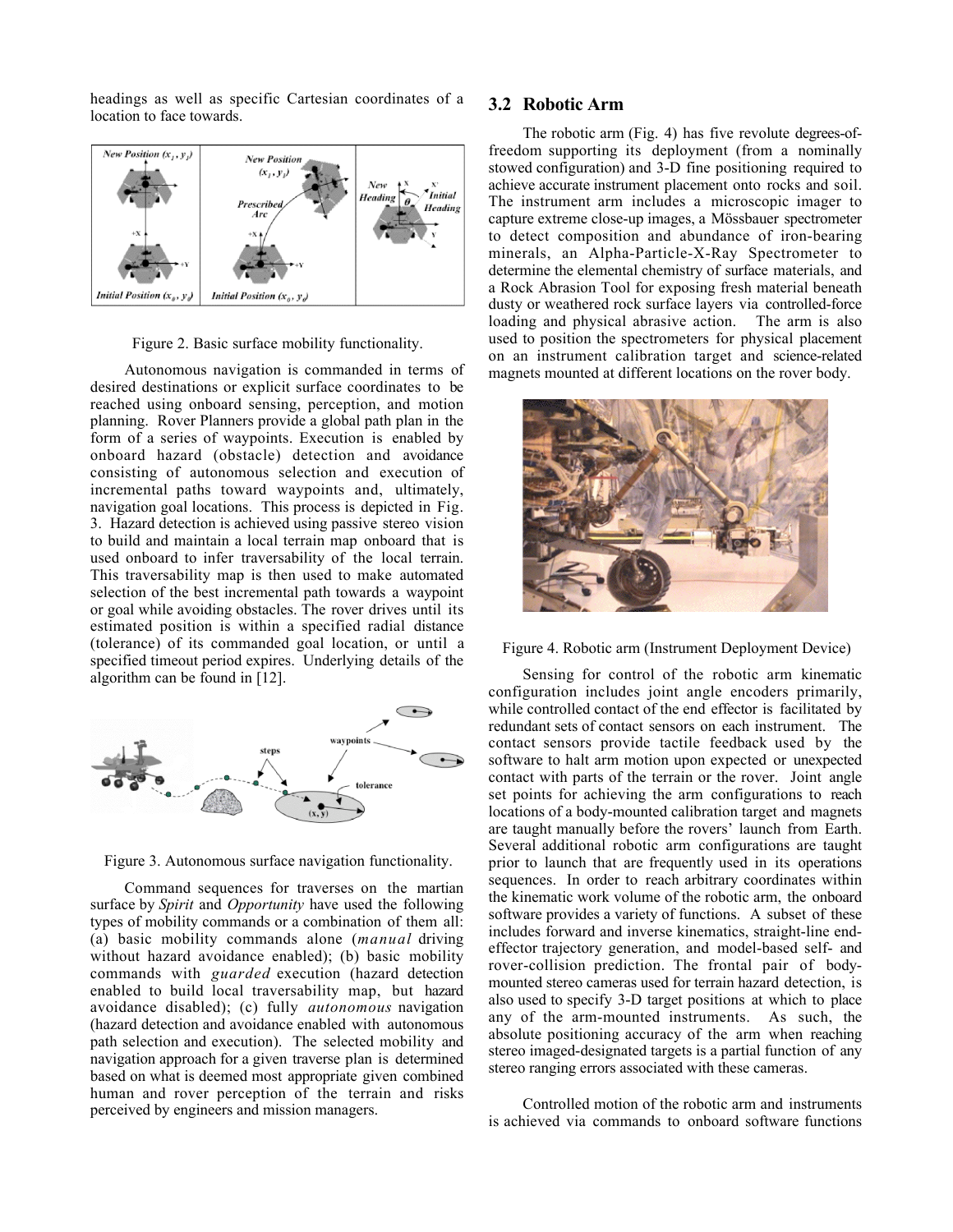headings as well as specific Cartesian coordinates of a location to face towards.

Figure 2. Basic surface mobility functionality.

Autonomous navigation is commanded in terms of desired destinations or explicit surface coordinates to be reached using onboard sensing, perception, and motion planning. Rover Planners provide a global path plan in the form of a series of waypoints. Execution is enabled by onboard hazard (obstacle) detection and avoidance consisting of autonomous selection and execution of incremental paths toward waypoints and, ultimately, navigation goal locations. This process is depicted in Fig. 3. Hazard detection is achieved using passive stereo vision to build and maintain a local terrain map onboard that is used onboard to infer traversability of the local terrain. This traversability map is then used to make automated selection of the best incremental path towards a waypoint or goal while avoiding obstacles. The rover drives until its estimated position is within a specified radial distance (tolerance) of its commanded goal location, or until a specified timeout period expires. Underlying details of the algorithm can be found in [12].

Figure 3. Autonomous surface navigation functionality.

Command sequences for traverses on the martian surface by *Spirit* and *Opportunity* have used the following types of mobility commands or a combination of them all: (a) basic mobility commands alone (*manual* driving without hazard avoidance enabled); (b) basic mobility commands with *guarded* execution (hazard detection enabled to build local traversability map, but hazard avoidance disabled); (c) fully *autonomous* navigation (hazard detection and avoidance enabled with autonomous path selection and execution). The selected mobility and navigation approach for a given traverse plan is determined based on what is deemed most appropriate given combined human and rover perception of the terrain and risks perceived by engineers and mission managers.

## 3.2 Robotic Arm

The robotic arm (Fig. 4) has five revolute degrees-of-freedom supporting its deployment (from a nominally stowed configuration) and 3-D fine positioning required to achieve accurate instrument placement onto rocks and soil. The instrument arm includes a microscopic imager to capture extreme close-up images, a Mössbauer spectrometer to detect composition and abundance of iron-bearing minerals, an Alpha-Particle-X-Ray Spectrometer to determine the elemental chemistry of surface materials, and a Rock Abrasion Tool for exposing fresh material beneath dusty or weathered rock surface layers via controlled-force loading and physical abrasive action. The arm is also used to position the spectrometers for physical placement on an instrument calibration target and science-related magnets mounted at different locations on the rover body.

Figure 4. Robotic arm (Instrument Deployment Device)

Sensing for control of the robotic arm kinematic configuration includes joint angle encoders primarily, while controlled contact of the end effector is facilitated by redundant sets of contact sensors on each instrument. The contact sensors provide tactile feedback used by the software to halt arm motion upon expected or unexpected contact with parts of the terrain or the rover. Joint angle set points for achieving the arm configurations to reach locations of a body-mounted calibration target and magnets are taught manually before the rovers' launch from Earth. Several additional robotic arm configurations are taught prior to launch that are frequently used in its operations sequences. In order to reach arbitrary coordinates within the kinematic work volume of the robotic arm, the onboard software provides a variety of functions. A subset of these includes forward and inverse kinematics, straight-line end-effector trajectory generation, and model-based self- and rover-collision prediction. The frontal pair of body-mounted stereo cameras used for terrain hazard detection, is also used to specify 3-D target positions at which to place any of the arm-mounted instruments. As such, the absolute positioning accuracy of the arm when reaching stereo imaged-designated targets is a partial function of any stereo ranging errors associated with these cameras.

Controlled motion of the robotic arm and instruments is achieved via commands to onboard software functions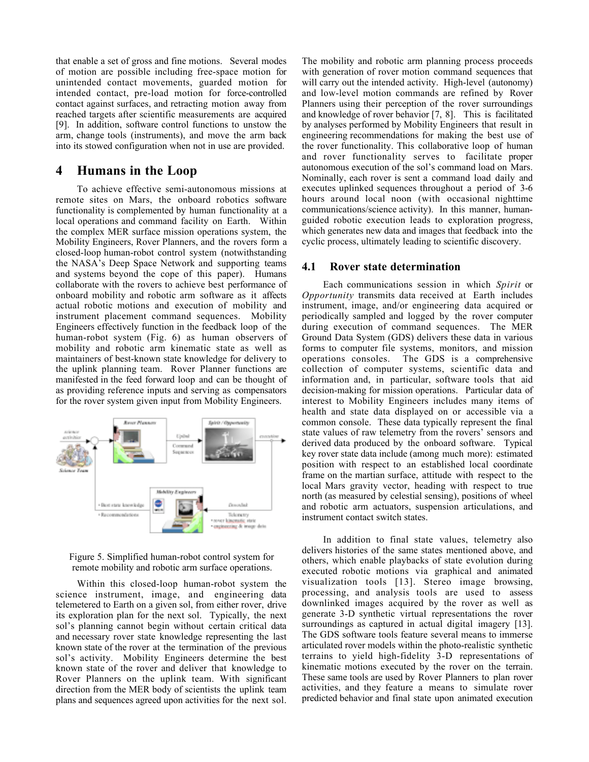that enable a set of gross and fine motions. Several modes of motion are possible including free-space motion for unintended contact movements, guarded motion for intended contact, pre-load motion for force-controlled contact against surfaces, and retracting motion away from reached targets after scientific measurements are acquired [9]. In addition, software control functions to unstow the arm, change tools (instruments), and move the arm back into its stowed configuration when not in use are provided.

# 4 Humans in the Loop

To achieve effective semi-autonomous missions at remote sites on Mars, the onboard robotics software functionality is complemented by human functionality at a local operations and command facility on Earth. Within the complex MER surface mission operations system, the Mobility Engineers, Rover Planners, and the rovers form a closed-loop human-robot control system (notwithstanding the NASA's Deep Space Network and supporting teams and systems beyond the cope of this paper). Humans collaborate with the rovers to achieve best performance of onboard mobility and robotic arm software as it affects actual robotic motions and execution of mobility and instrument placement command sequences. Mobility Engineers effectively function in the feedback loop of the human-robot system (Fig. 6) as human observers of mobility and robotic arm kinematic state as well as maintainers of best-known state knowledge for delivery to the uplink planning team. Rover Planner functions are manifested in the feed forward loop and can be thought of as providing reference inputs and serving as compensators for the rover system given input from Mobility Engineers.

Figure 5. Simplified human-robot control system for remote mobility and robotic arm surface operations.

Within this closed-loop human-robot system the science instrument, image, and engineering data telemetered to Earth on a given sol, from either rover, drive its exploration plan for the next sol. Typically, the next sol's planning cannot begin without certain critical data and necessary rover state knowledge representing the last known state of the rover at the termination of the previous sol's activity. Mobility Engineers determine the best known state of the rover and deliver that knowledge to Rover Planners on the uplink team. With significant direction from the MER body of scientists the uplink team plans and sequences agreed upon activities for the next sol.

The mobility and robotic arm planning process proceeds with generation of rover motion command sequences that will carry out the intended activity. High-level (autonomy) and low-level motion commands are refined by Rover Planners using their perception of the rover surroundings and knowledge of rover behavior [7, 8]. This is facilitated by analyses performed by Mobility Engineers that result in engineering recommendations for making the best use of the rover functionality. This collaborative loop of human and rover functionality serves to facilitate proper autonomous execution of the sol's command load on Mars. Nominally, each rover is sent a command load daily and executes uplinked sequences throughout a period of 3-6 hours around local noon (with occasional nighttime communications/science activity). In this manner, human-guided robotic execution leads to exploration progress, which generates new data and images that feedback into the cyclic process, ultimately leading to scientific discovery.

## 4.1 Rover state determination

Each communications session in which *Spirit* or *Opportunity* transmits data received at Earth includes instrument, image, and/or engineering data acquired or periodically sampled and logged by the rover computer during execution of command sequences. The MER Ground Data System (GDS) delivers these data in various forms to computer file systems, monitors, and mission operations consoles. The GDS is a comprehensive collection of computer systems, scientific data and information and, in particular, software tools that aid decision-making for mission operations. Particular data of interest to Mobility Engineers includes many items of health and state data displayed on or accessible via a common console. These data typically represent the final state values of raw telemetry from the rovers' sensors and derived data produced by the onboard software. Typical key rover state data include (among much more): estimated position with respect to an established local coordinate frame on the martian surface, attitude with respect to the local Mars gravity vector, heading with respect to true north (as measured by celestial sensing), positions of wheel and robotic arm actuators, suspension articulations, and instrument contact switch states.

In addition to final state values, telemetry also delivers histories of the same states mentioned above, and others, which enable playbacks of state evolution during executed robotic motions via graphical and animated visualization tools [13]. Stereo image browsing, processing, and analysis tools are used to assess downlinked images acquired by the rover as well as generate 3-D synthetic virtual representations the rover surroundings as captured in actual digital imagery [13]. The GDS software tools feature several means to immerse articulated rover models within the photo-realistic synthetic terrains to yield high-fidelity 3-D representations of kinematic motions executed by the rover on the terrain. These same tools are used by Rover Planners to plan rover activities, and they feature a means to simulate rover predicted behavior and final state upon animated execution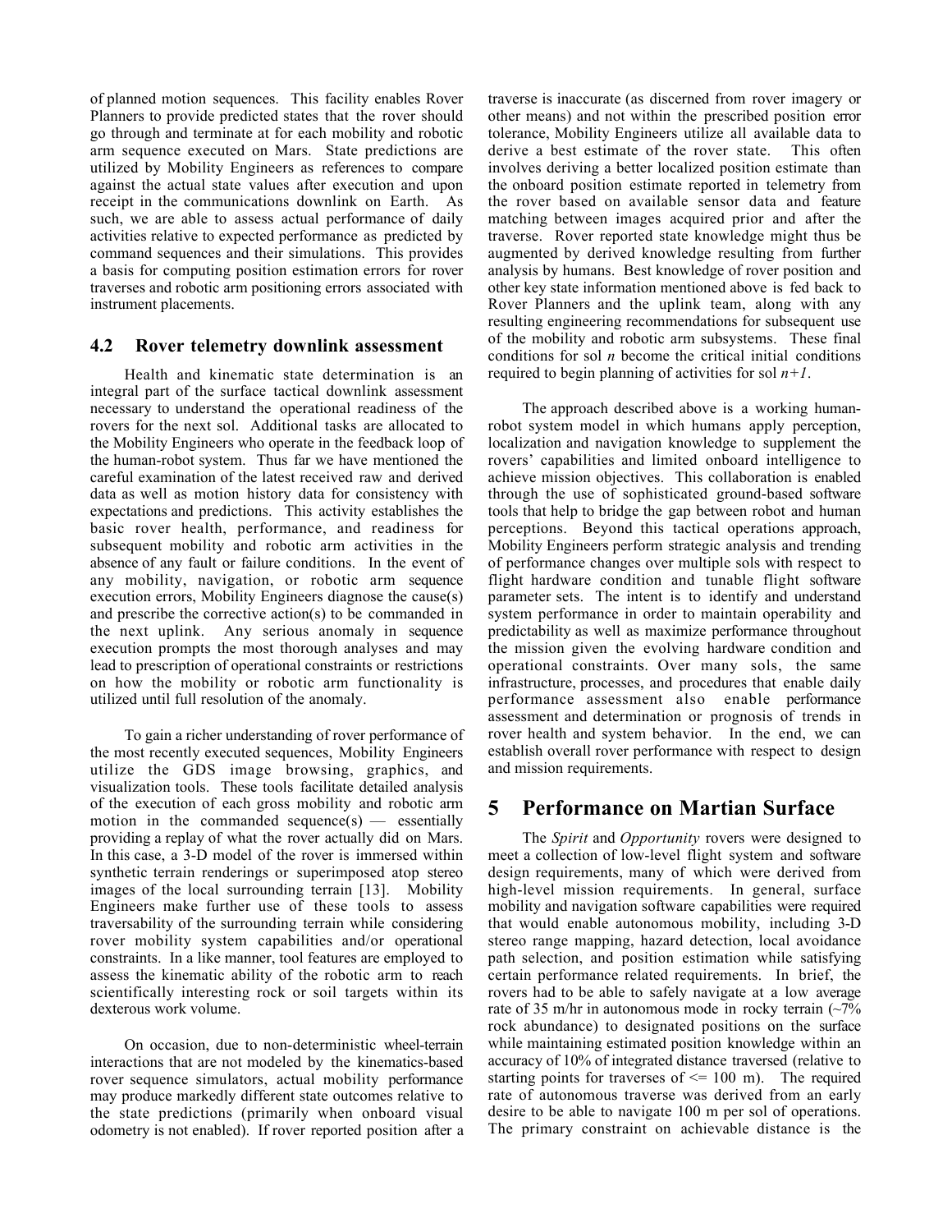of planned motion sequences. This facility enables Rover Planners to provide predicted states that the rover should go through and terminate at for each mobility and robotic arm sequence executed on Mars. State predictions are utilized by Mobility Engineers as references to compare against the actual state values after execution and upon receipt in the communications downlink on Earth. As such, we are able to assess actual performance of daily activities relative to expected performance as predicted by command sequences and their simulations. This provides a basis for computing position estimation errors for rover traverses and robotic arm positioning errors associated with instrument placements.

### 4.2 Rover telemetry downlink assessment

Health and kinematic state determination is an integral part of the surface tactical downlink assessment necessary to understand the operational readiness of the rovers for the next sol. Additional tasks are allocated to the Mobility Engineers who operate in the feedback loop of the human-robot system. Thus far we have mentioned the careful examination of the latest received raw and derived data as well as motion history data for consistency with expectations and predictions. This activity establishes the basic rover health, performance, and readiness for subsequent mobility and robotic arm activities in the absence of any fault or failure conditions. In the event of any mobility, navigation, or robotic arm sequence execution errors, Mobility Engineers diagnose the cause(s) and prescribe the corrective action(s) to be commanded in the next uplink. Any serious anomaly in sequence execution prompts the most thorough analyses and may lead to prescription of operational constraints or restrictions on how the mobility or robotic arm functionality is utilized until full resolution of the anomaly.

To gain a richer understanding of rover performance of the most recently executed sequences, Mobility Engineers utilize the GDS image browsing, graphics, and visualization tools. These tools facilitate detailed analysis of the execution of each gross mobility and robotic arm motion in the commanded sequence(s) — essentially providing a replay of what the rover actually did on Mars. In this case, a 3-D model of the rover is immersed within synthetic terrain renderings or superimposed atop stereo images of the local surrounding terrain [13]. Mobility Engineers make further use of these tools to assess traversability of the surrounding terrain while considering rover mobility system capabilities and/or operational constraints. In a like manner, tool features are employed to assess the kinematic ability of the robotic arm to reach scientifically interesting rock or soil targets within its dexterous work volume.

On occasion, due to non-deterministic wheel-terrain interactions that are not modeled by the kinematics-based rover sequence simulators, actual mobility performance may produce markedly different state outcomes relative to the state predictions (primarily when onboard visual odometry is not enabled). If rover reported position after a traverse is inaccurate (as discerned from rover imagery or other means) and not within the prescribed position error tolerance, Mobility Engineers utilize all available data to derive a best estimate of the rover state. This often involves deriving a better localized position estimate than the onboard position estimate reported in telemetry from the rover based on available sensor data and feature matching between images acquired prior and after the traverse. Rover reported state knowledge might thus be augmented by derived knowledge resulting from further analysis by humans. Best knowledge of rover position and other key state information mentioned above is fed back to Rover Planners and the uplink team, along with any resulting engineering recommendations for subsequent use of the mobility and robotic arm subsystems. These final conditions for sol $n$ become the critical initial conditions required to begin planning of activities for sol $n+1$.

The approach described above is a working human-robot system model in which humans apply perception, localization and navigation knowledge to supplement the rovers' capabilities and limited onboard intelligence to achieve mission objectives. This collaboration is enabled through the use of sophisticated ground-based software tools that help to bridge the gap between robot and human perceptions. Beyond this tactical operations approach, Mobility Engineers perform strategic analysis and trending of performance changes over multiple sols with respect to flight hardware condition and tunable flight software parameter sets. The intent is to identify and understand system performance in order to maintain operability and predictability as well as maximize performance throughout the mission given the evolving hardware condition and operational constraints. Over many sols, the same infrastructure, processes, and procedures that enable daily performance assessment also enable performance assessment and determination or prognosis of trends in rover health and system behavior. In the end, we can establish overall rover performance with respect to design and mission requirements.

## 5 Performance on Martian Surface

The *Spirit* and *Opportunity* rovers were designed to meet a collection of low-level flight system and software design requirements, many of which were derived from high-level mission requirements. In general, surface mobility and navigation software capabilities were required that would enable autonomous mobility, including 3-D stereo range mapping, hazard detection, local avoidance path selection, and position estimation while satisfying certain performance related requirements. In brief, the rovers had to be able to safely navigate at a low average rate of 35 m/hr in autonomous mode in rocky terrain (~7% rock abundance) to designated positions on the surface while maintaining estimated position knowledge within an accuracy of 10% of integrated distance traversed (relative to starting points for traverses of <= 100 m). The required rate of autonomous traverse was derived from an early desire to be able to navigate 100 m per sol of operations. The primary constraint on achievable distance is the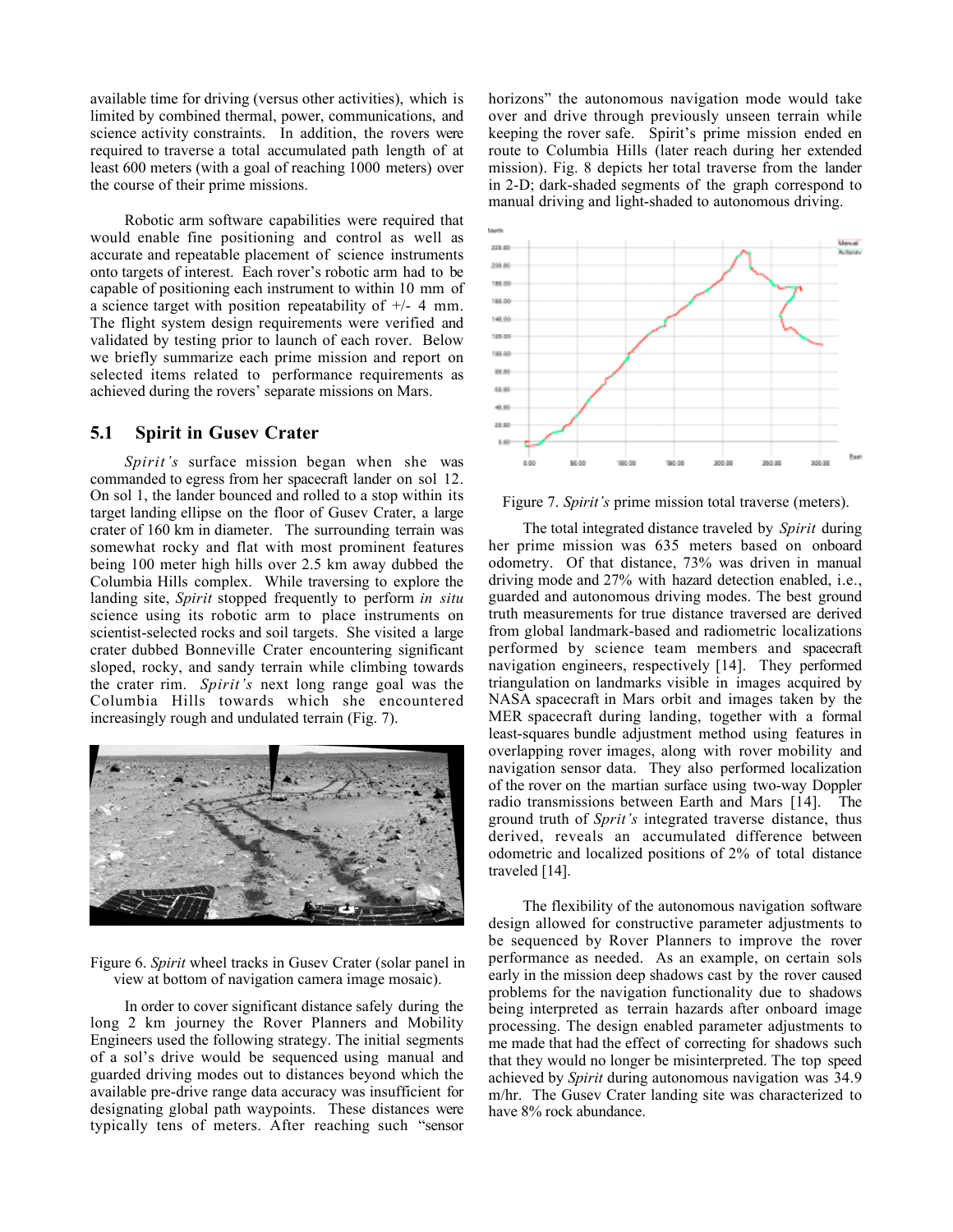available time for driving (versus other activities), which is limited by combined thermal, power, communications, and science activity constraints. In addition, the rovers were required to traverse a total accumulated path length of at least 600 meters (with a goal of reaching 1000 meters) over the course of their prime missions.

Robotic arm software capabilities were required that would enable fine positioning and control as well as accurate and repeatable placement of science instruments onto targets of interest. Each rover's robotic arm had to be capable of positioning each instrument to within 10 mm of a science target with position repeatability of +/- 4 mm. The flight system design requirements were verified and validated by testing prior to launch of each rover. Below we briefly summarize each prime mission and report on selected items related to performance requirements as achieved during the rovers' separate missions on Mars.

## 5.1 Spirit in Gusev Crater

*Spirit's* surface mission began when she was commanded to egress from her spacecraft lander on sol 12. On sol 1, the lander bounced and rolled to a stop within its target landing ellipse on the floor of Gusev Crater, a large crater of 160 km in diameter. The surrounding terrain was somewhat rocky and flat with most prominent features being 100 meter high hills over 2.5 km away dubbed the Columbia Hills complex. While traversing to explore the landing site, *Spirit* stopped frequently to perform *in situ* science using its robotic arm to place instruments on scientist-selected rocks and soil targets. She visited a large crater dubbed Bonneville Crater encountering significant sloped, rocky, and sandy terrain while climbing towards the crater rim. *Spirit's* next long range goal was the Columbia Hills towards which she encountered increasingly rough and undulated terrain (Fig. 7).

Figure 6. *Spirit* wheel tracks in Gusev Crater (solar panel in view at bottom of navigation camera image mosaic).

In order to cover significant distance safely during the long 2 km journey the Rover Planners and Mobility Engineers used the following strategy. The initial segments of a sol's drive would be sequenced using manual and guarded driving modes out to distances beyond which the available pre-drive range data accuracy was insufficient for designating global path waypoints. These distances were typically tens of meters. After reaching such "sensor horizons" the autonomous navigation mode would take over and drive through previously unseen terrain while keeping the rover safe. Spirit's prime mission ended en route to Columbia Hills (later reach during her extended mission). Fig. 8 depicts her total traverse from the lander in 2-D; dark-shaded segments of the graph correspond to manual driving and light-shaded to autonomous driving.

Figure 7. *Spirit's* prime mission total traverse (meters).

The total integrated distance traveled by *Spirit* during her prime mission was 635 meters based on onboard odometry. Of that distance, 73% was driven in manual driving mode and 27% with hazard detection enabled, i.e., guarded and autonomous driving modes. The best ground truth measurements for true distance traversed are derived from global landmark-based and radiometric localizations performed by science team members and spacecraft navigation engineers, respectively [14]. They performed triangulation on landmarks visible in images acquired by NASA spacecraft in Mars orbit and images taken by the MER spacecraft during landing, together with a formal least-squares bundle adjustment method using features in overlapping rover images, along with rover mobility and navigation sensor data. They also performed localization of the rover on the martian surface using two-way Doppler radio transmissions between Earth and Mars [14]. The ground truth of *Sprit's* integrated traverse distance, thus derived, reveals an accumulated difference between odometric and localized positions of 2% of total distance traveled [14].

The flexibility of the autonomous navigation software design allowed for constructive parameter adjustments to be sequenced by Rover Planners to improve the rover performance as needed. As an example, on certain sols early in the mission deep shadows cast by the rover caused problems for the navigation functionality due to shadows being interpreted as terrain hazards after onboard image processing. The design enabled parameter adjustments to me made that had the effect of correcting for shadows such that they would no longer be misinterpreted. The top speed achieved by *Spirit* during autonomous navigation was 34.9 m/hr. The Gusev Crater landing site was characterized to have 8% rock abundance.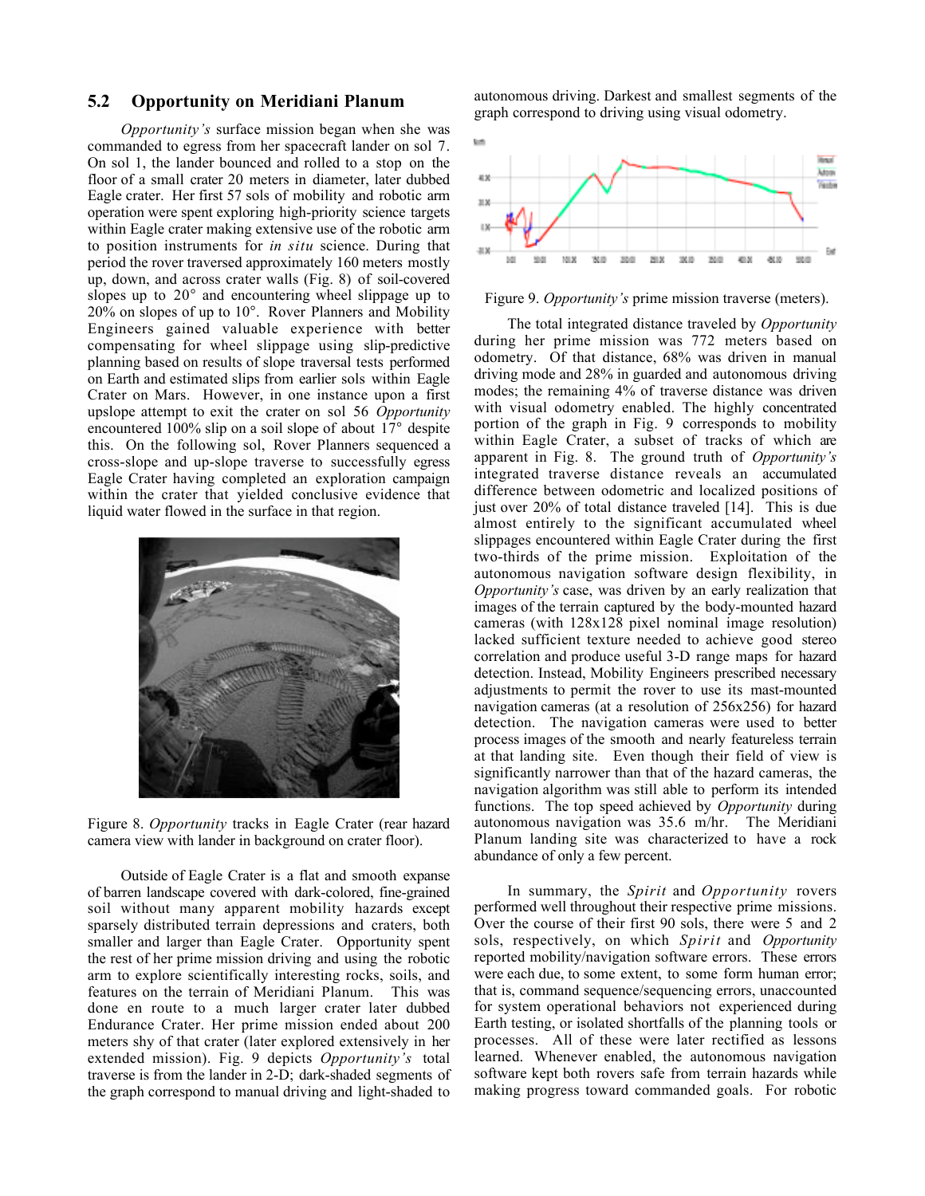## 5.2 Opportunity on Meridiani Planum

*Opportunity's* surface mission began when she was commanded to egress from her spacecraft lander on sol 7. On sol 1, the lander bounced and rolled to a stop on the floor of a small crater 20 meters in diameter, later dubbed Eagle crater. Her first 57 sols of mobility and robotic arm operation were spent exploring high-priority science targets within Eagle crater making extensive use of the robotic arm to position instruments for *in situ* science. During that period the rover traversed approximately 160 meters mostly up, down, and across crater walls (Fig. 8) of soil-covered slopes up to 20° and encountering wheel slippage up to 20% on slopes of up to 10°. Rover Planners and Mobility Engineers gained valuable experience with better compensating for wheel slippage using slip-predictive planning based on results of slope traversal tests performed on Earth and estimated slips from earlier sols within Eagle Crater on Mars. However, in one instance upon a first upslope attempt to exit the crater on sol 56 *Opportunity* encountered 100% slip on a soil slope of about 17° despite this. On the following sol, Rover Planners sequenced a cross-slope and up-slope traverse to successfully egress Eagle Crater having completed an exploration campaign within the crater that yielded conclusive evidence that liquid water flowed in the surface in that region.

Figure 8. *Opportunity* tracks in Eagle Crater (rear hazard camera view with lander in background on crater floor).

Outside of Eagle Crater is a flat and smooth expanse of barren landscape covered with dark-colored, fine-grained soil without many apparent mobility hazards except sparsely distributed terrain depressions and craters, both smaller and larger than Eagle Crater. Opportunity spent the rest of her prime mission driving and using the robotic arm to explore scientifically interesting rocks, soils, and features on the terrain of Meridiani Planum. This was done en route to a much larger crater later dubbed Endurance Crater. Her prime mission ended about 200 meters shy of that crater (later explored extensively in her extended mission). Fig. 9 depicts *Opportunity's* total traverse is from the lander in 2-D; dark-shaded segments of the graph correspond to manual driving and light-shaded to autonomous driving. Darkest and smallest segments of the graph correspond to driving using visual odometry.

Figure 9. *Opportunity's* prime mission traverse (meters).

The total integrated distance traveled by *Opportunity* during her prime mission was 772 meters based on odometry. Of that distance, 68% was driven in manual driving mode and 28% in guarded and autonomous driving modes; the remaining 4% of traverse distance was driven with visual odometry enabled. The highly concentrated portion of the graph in Fig. 9 corresponds to mobility within Eagle Crater, a subset of tracks of which are apparent in Fig. 8. The ground truth of *Opportunity's* integrated traverse distance reveals an accumulated difference between odometric and localized positions of just over 20% of total distance traveled [14]. This is due almost entirely to the significant accumulated wheel slippages encountered within Eagle Crater during the first two-thirds of the prime mission. Exploitation of the autonomous navigation software design flexibility, in *Opportunity's* case, was driven by an early realization that images of the terrain captured by the body-mounted hazard cameras (with 128x128 pixel nominal image resolution) lacked sufficient texture needed to achieve good stereo correlation and produce useful 3-D range maps for hazard detection. Instead, Mobility Engineers prescribed necessary adjustments to permit the rover to use its mast-mounted navigation cameras (at a resolution of 256x256) for hazard detection. The navigation cameras were used to better process images of the smooth and nearly featureless terrain at that landing site. Even though their field of view is significantly narrower than that of the hazard cameras, the navigation algorithm was still able to perform its intended functions. The top speed achieved by *Opportunity* during autonomous navigation was 35.6 m/hr. The Meridiani Planum landing site was characterized to have a rock abundance of only a few percent.

In summary, the *Spirit* and *Opportunity* rovers performed well throughout their respective prime missions. Over the course of their first 90 sols, there were 5 and 2 sols, respectively, on which *Spirit* and *Opportunity* reported mobility/navigation software errors. These errors were each due, to some extent, to some form human error; that is, command sequence/sequencing errors, unaccounted for system operational behaviors not experienced during Earth testing, or isolated shortfalls of the planning tools or processes. All of these were later rectified as lessons learned. Whenever enabled, the autonomous navigation software kept both rovers safe from terrain hazards while making progress toward commanded goals. For robotic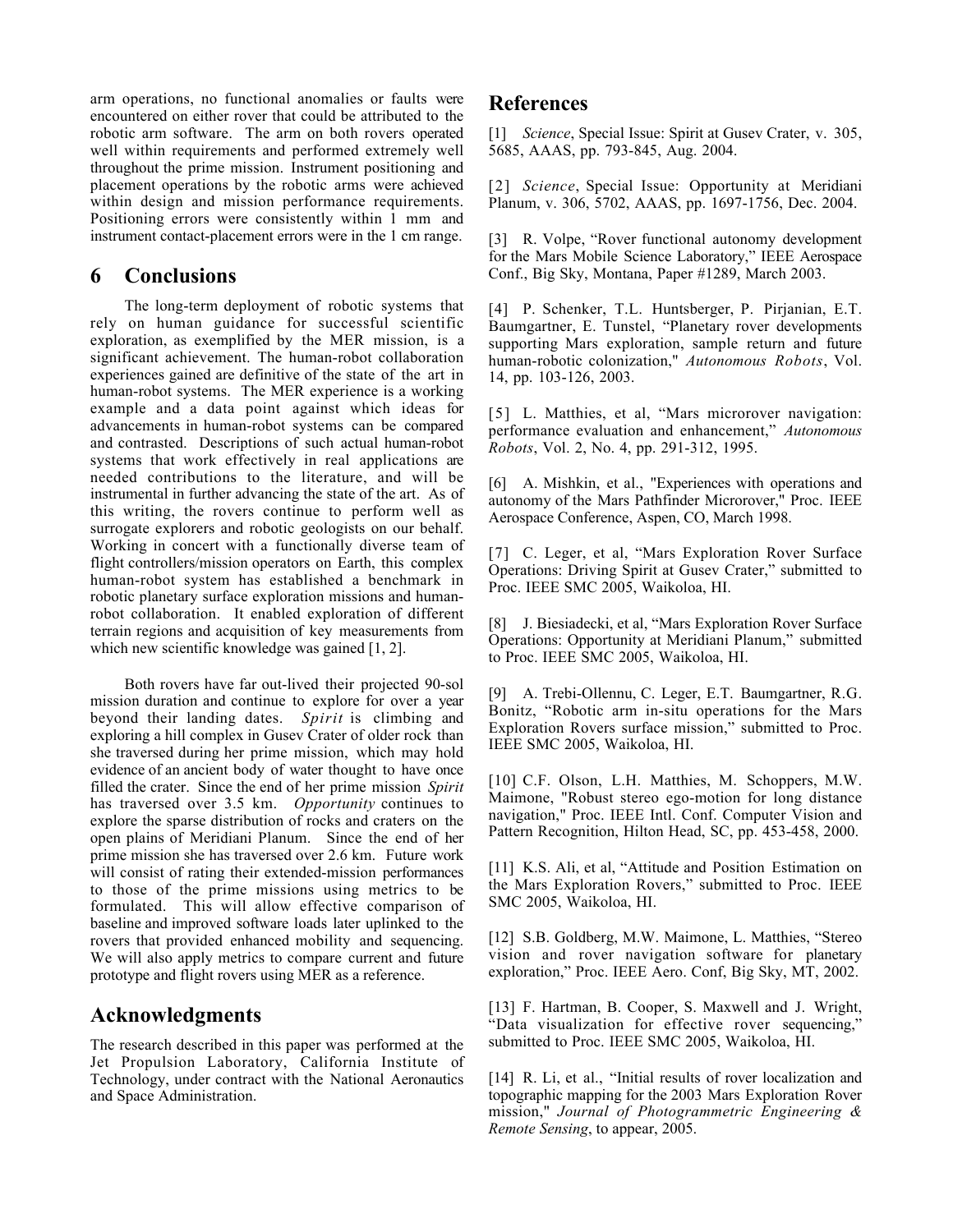arm operations, no functional anomalies or faults were encountered on either rover that could be attributed to the robotic arm software. The arm on both rovers operated well within requirements and performed extremely well throughout the prime mission. Instrument positioning and placement operations by the robotic arms were achieved within design and mission performance requirements. Positioning errors were consistently within 1 mm and instrument contact-placement errors were in the 1 cm range.

## 6 Conclusions

The long-term deployment of robotic systems that rely on human guidance for successful scientific exploration, as exemplified by the MER mission, is a significant achievement. The human-robot collaboration experiences gained are definitive of the state of the art in human-robot systems. The MER experience is a working example and a data point against which ideas for advancements in human-robot systems can be compared and contrasted. Descriptions of such actual human-robot systems that work effectively in real applications are needed contributions to the literature, and will be instrumental in further advancing the state of the art. As of this writing, the rovers continue to perform well as surrogate explorers and robotic geologists on our behalf. Working in concert with a functionally diverse team of flight controllers/mission operators on Earth, this complex human-robot system has established a benchmark in robotic planetary surface exploration missions and human-robot collaboration. It enabled exploration of different terrain regions and acquisition of key measurements from which new scientific knowledge was gained [1, 2].

Both rovers have far out-lived their projected 90-sol mission duration and continue to explore for over a year beyond their landing dates. *Spirit* is climbing and exploring a hill complex in Gusev Crater of older rock than she traversed during her prime mission, which may hold evidence of an ancient body of water thought to have once filled the crater. Since the end of her prime mission *Spirit* has traversed over 3.5 km. *Opportunity* continues to explore the sparse distribution of rocks and craters on the open plains of Meridiani Planum. Since the end of her prime mission she has traversed over 2.6 km. Future work will consist of rating their extended-mission performances to those of the prime missions using metrics to be formulated. This will allow effective comparison of baseline and improved software loads later uplinked to the rovers that provided enhanced mobility and sequencing. We will also apply metrics to compare current and future prototype and flight rovers using MER as a reference.

## Acknowledgments

The research described in this paper was performed at the Jet Propulsion Laboratory, California Institute of Technology, under contract with the National Aeronautics and Space Administration.

## References

[1] *Science*, Special Issue: Spirit at Gusev Crater, v. 305, 5685, AAAS, pp. 793-845, Aug. 2004.

[2] *Science*, Special Issue: Opportunity at Meridiani Planum, v. 306, 5702, AAAS, pp. 1697-1756, Dec. 2004.

[3] R. Volpe, "Rover functional autonomy development for the Mars Mobile Science Laboratory," IEEE Aerospace Conf., Big Sky, Montana, Paper #1289, March 2003.

[4] P. Schenker, T.L. Huntsberger, P. Pirjanian, E.T. Baumgartner, E. Tunstel, "Planetary rover developments supporting Mars exploration, sample return and future human-robotic colonization," *Autonomous Robots*, Vol. 14, pp. 103-126, 2003.

[5] L. Matthies, et al, "Mars microrover navigation: performance evaluation and enhancement," *Autonomous Robots*, Vol. 2, No. 4, pp. 291-312, 1995.

[6] A. Mishkin, et al., "Experiences with operations and autonomy of the Mars Pathfinder Microrover," Proc. IEEE Aerospace Conference, Aspen, CO, March 1998.

[7] C. Leger, et al, "Mars Exploration Rover Surface Operations: Driving Spirit at Gusev Crater," submitted to Proc. IEEE SMC 2005, Waikoloa, HI.

[8] J. Biesiadecki, et al, "Mars Exploration Rover Surface Operations: Opportunity at Meridiani Planum," submitted to Proc. IEEE SMC 2005, Waikoloa, HI.

[9] A. Trebi-Ollennu, C. Leger, E.T. Baumgartner, R.G. Bonitz, "Robotic arm in-situ operations for the Mars Exploration Rovers surface mission," submitted to Proc. IEEE SMC 2005, Waikoloa, HI.

[10] C.F. Olson, L.H. Matthies, M. Schoppers, M.W. Maimone, "Robust stereo ego-motion for long distance navigation," Proc. IEEE Intl. Conf. Computer Vision and Pattern Recognition, Hilton Head, SC, pp. 453-458, 2000.

[11] K.S. Ali, et al, "Attitude and Position Estimation on the Mars Exploration Rovers," submitted to Proc. IEEE SMC 2005, Waikoloa, HI.

[12] S.B. Goldberg, M.W. Maimone, L. Matthies, "Stereo vision and rover navigation software for planetary exploration," Proc. IEEE Aero. Conf, Big Sky, MT, 2002.

[13] F. Hartman, B. Cooper, S. Maxwell and J. Wright, "Data visualization for effective rover sequencing," submitted to Proc. IEEE SMC 2005, Waikoloa, HI.

[14] R. Li, et al., "Initial results of rover localization and topographic mapping for the 2003 Mars Exploration Rover mission," *Journal of Photogrammetric Engineering & Remote Sensing*, to appear, 2005.